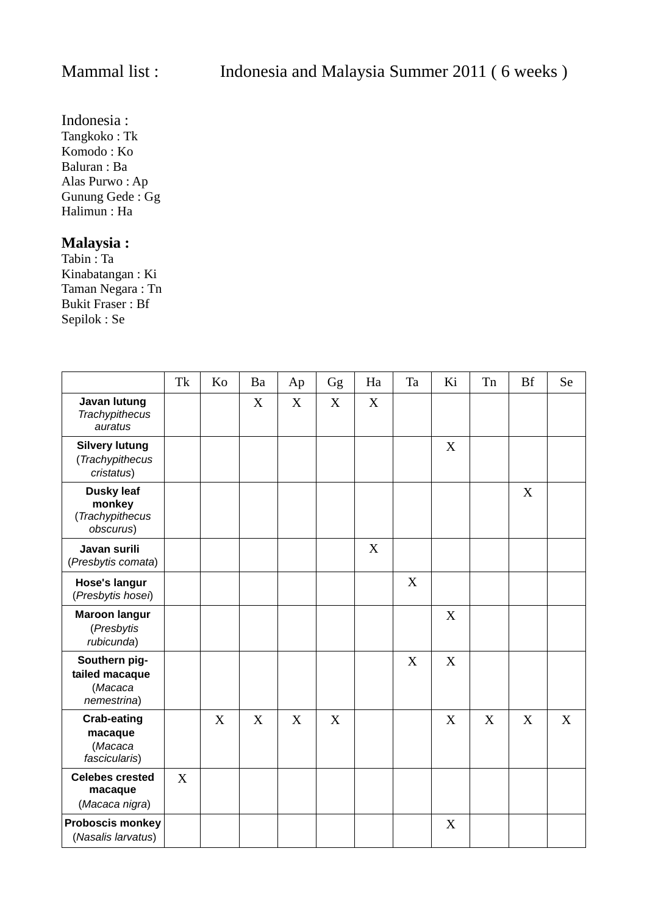Mammal list : Indonesia and Malaysia Summer 2011 ( 6 weeks )

Indonesia :
Tangkoko : Tk
Komodo : Ko
Baluran : Ba
Alas Purwo : Ap
Gunung Gede : Gg
Halimun : Ha

**Malaysia :**
Tabin : Ta
Kinabatangan : Ki
Taman Negara : Tn
Bukit Fraser : Bf
Sepilok : Se

| | Tk | Ko | Ba | Ap | Gg | Ha | Ta | Ki | Tn | Bf | Se |
|---|---|---|---|---|---|---|---|---|---|---|---|
| **Javan lutung** *Trachypithecus auratus* | | | X | X | X | X | | | | | |
| **Silvery lutung** (*Trachypithecus cristatus*) | | | | | | | | X | | | |
| **Dusky leaf monkey** (*Trachypithecus obscurus*) | | | | | | | | | | X | |
| **Javan surili** (*Presbytis comata*) | | | | | | X | | | | | |
| **Hose's langur** (*Presbytis hosei*) | | | | | | | X | | | | |
| **Maroon langur** (*Presbytis rubicunda*) | | | | | | | | X | | | |
| **Southern pig-tailed macaque** (*Macaca nemestrina*) | | | | | | | X | X | | | |
| **Crab-eating macaque** (*Macaca fascicularis*) | | X | X | X | X | | | X | X | X | X |
| **Celebes crested macaque** (*Macaca nigra*) | X | | | | | | | | | | |
| **Proboscis monkey** (*Nasalis larvatus*) | | | | | | | | X | | | |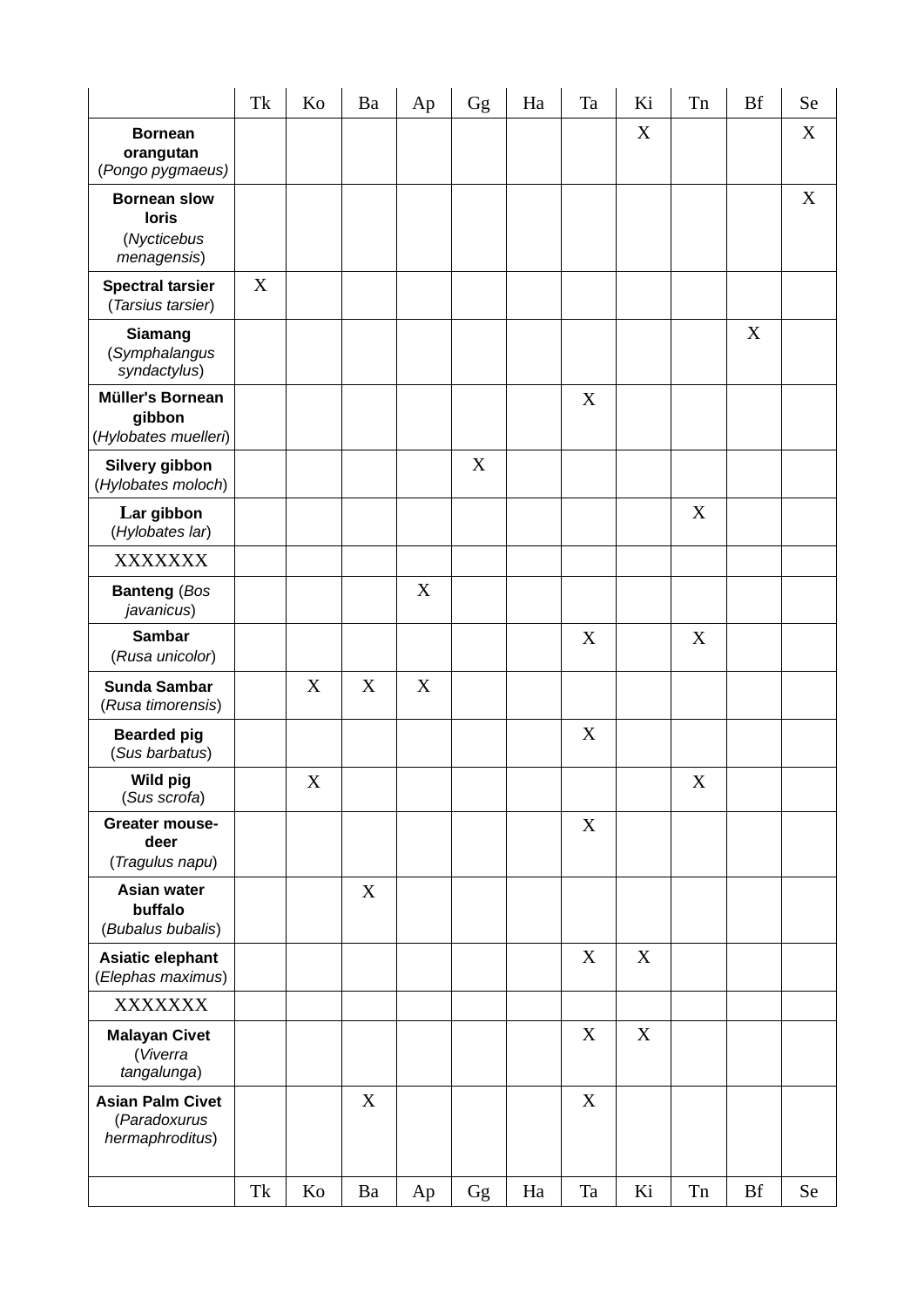| | Tk | Ko | Ba | Ap | Gg | Ha | Ta | Ki | Tn | Bf | Se |
|---|---|---|---|---|---|---|---|---|---|---|---|
| **Bornean orangutan** (*Pongo pygmaeus)* | | | | | | | | X | | | X |
| **Bornean slow loris** (*Nycticebus menagensis*) | | | | | | | | | | | X |
| **Spectral tarsier** (*Tarsius tarsier*) | X | | | | | | | | | | |
| **Siamang** (*Symphalangus syndactylus*) | | | | | | | | | | X | |
| **Müller's Bornean gibbon** (*Hylobates muelleri*) | | | | | | | X | | | | |
| **Silvery gibbon** (*Hylobates moloch*) | | | | | X | | | | | | |
| **Lar gibbon** (*Hylobates lar*) | | | | | | | | | X | | |
| XXXXXXX | | | | | | | | | | | |
| **Banteng** (*Bos javanicus*) | | | | X | | | | | | | |
| **Sambar** (*Rusa unicolor*) | | | | | | | X | | X | | |
| **Sunda Sambar** (*Rusa timorensis*) | | X | X | X | | | | | | | |
| **Bearded pig** (*Sus barbatus*) | | | | | | | X | | | | |
| **Wild pig** (*Sus scrofa*) | | X | | | | | | | X | | |
| **Greater mouse-deer** (*Tragulus napu*) | | | | | | | X | | | | |
| **Asian water buffalo** (*Bubalus bubalis*) | | | X | | | | | | | | |
| **Asiatic elephant** (*Elephas maximus*) | | | | | | | X | X | | | |
| XXXXXXX | | | | | | | | | | | |
| **Malayan Civet** (*Viverra tangalunga*) | | | | | | | X | X | | | |
| **Asian Palm Civet** (*Paradoxurus hermaphroditus*) | | | X | | | | X | | | | |
| | Tk | Ko | Ba | Ap | Gg | Ha | Ta | Ki | Tn | Bf | Se |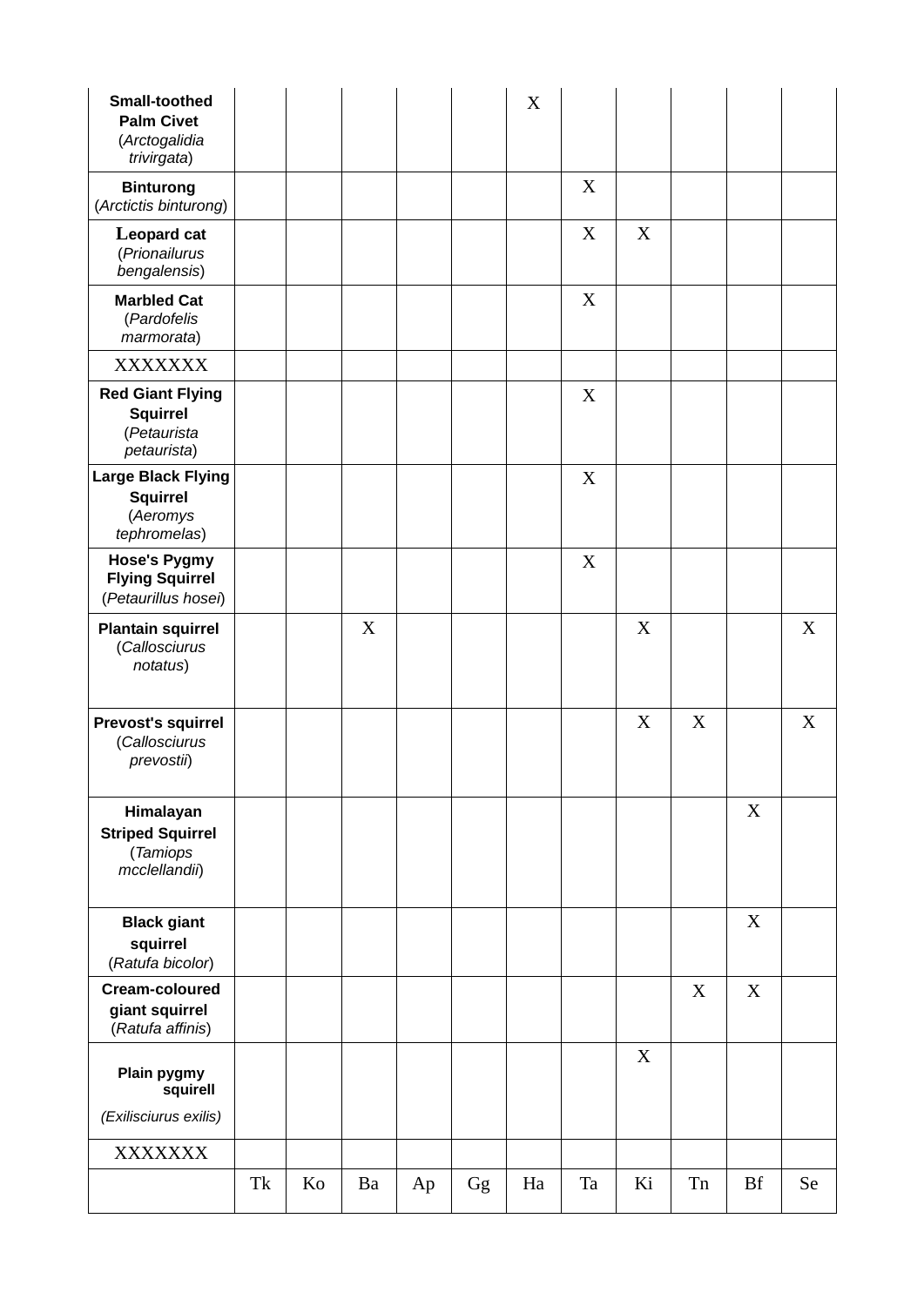| | Tk | Ko | Ba | Ap | Gg | Ha | Ta | Ki | Tn | Bf | Se |
|---|---|---|---|---|---|---|---|---|---|---|---|
| **Small-toothed Palm Civet** (*Arctogalidia trivirgata*) | | | | | | X | | | | | |
| **Binturong** (*Arctictis binturong*) | | | | | | | X | | | | |
| **Leopard cat** (*Prionailurus bengalensis*) | | | | | | | X | X | | | |
| **Marbled Cat** (*Pardofelis marmorata*) | | | | | | | X | | | | |
| XXXXXXX | | | | | | | | | | | |
| **Red Giant Flying Squirrel** (*Petaurista petaurista*) | | | | | | | X | | | | |
| **Large Black Flying Squirrel** (*Aeromys tephromelas*) | | | | | | | X | | | | |
| **Hose's Pygmy Flying Squirrel** (*Petaurillus hosei*) | | | | | | | X | | | | |
| **Plantain squirrel** (*Callosciurus notatus*) | | | X | | | | | X | | | X |
| **Prevost's squirrel** (*Callosciurus prevostii*) | | | | | | | | X | X | | X |
| **Himalayan Striped Squirrel** (*Tamiops mcclellandii*) | | | | | | | | | | X | |
| **Black giant squirrel** (*Ratufa bicolor*) | | | | | | | | | | X | |
| **Cream-coloured giant squirrel** (*Ratufa affinis*) | | | | | | | | | X | X | |
| **Plain pygmy squirell** (*Exilisciurus exilis*) | | | | | | | | X | | | |
| XXXXXXX | | | | | | | | | | | |
| | Tk | Ko | Ba | Ap | Gg | Ha | Ta | Ki | Tn | Bf | Se |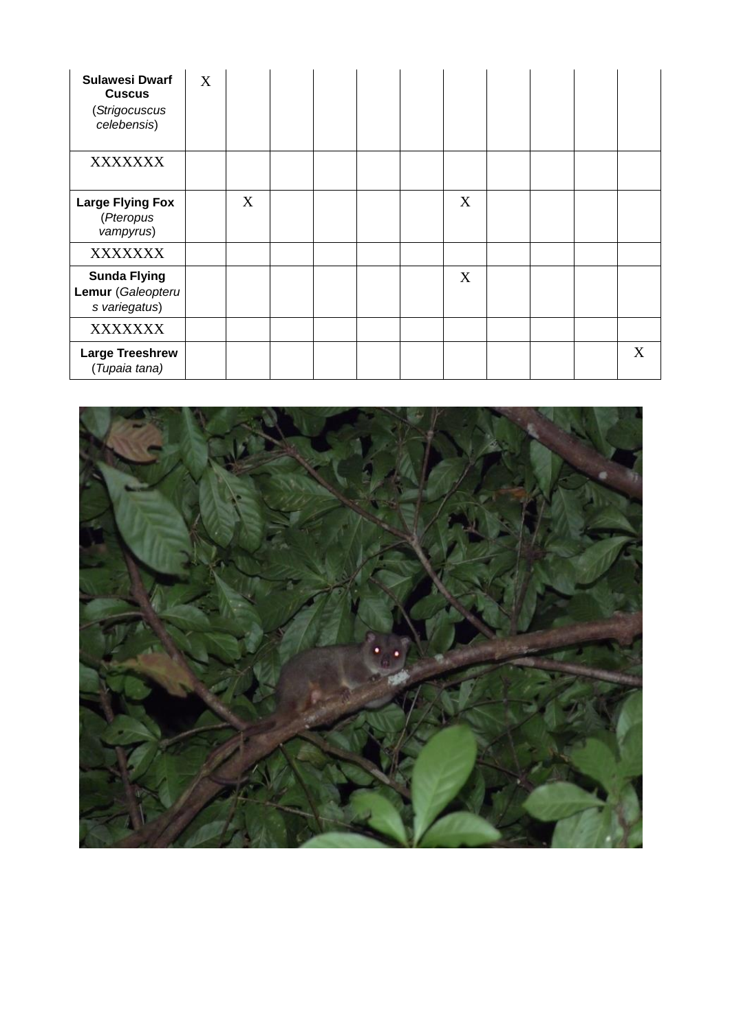| | | | | | | | | | | | |
|---|---|---|---|---|---|---|---|---|---|---|---|
| **Sulawesi Dwarf Cuscus** (*Strigocuscus celebensis*) | X | | | | | | | | | | |
| XXXXXXX | | | | | | | | | | | |
| **Large Flying Fox** (*Pteropus vampyrus*) | | X | | | | | X | | | | |
| XXXXXXX | | | | | | | | | | | |
| **Sunda Flying Lemur** (*Galeopterus variegatus*) | | | | | | | X | | | | |
| XXXXXXX | | | | | | | | | | | |
| **Large Treeshrew** (*Tupaia tana)* | | | | | | | | | | | X |